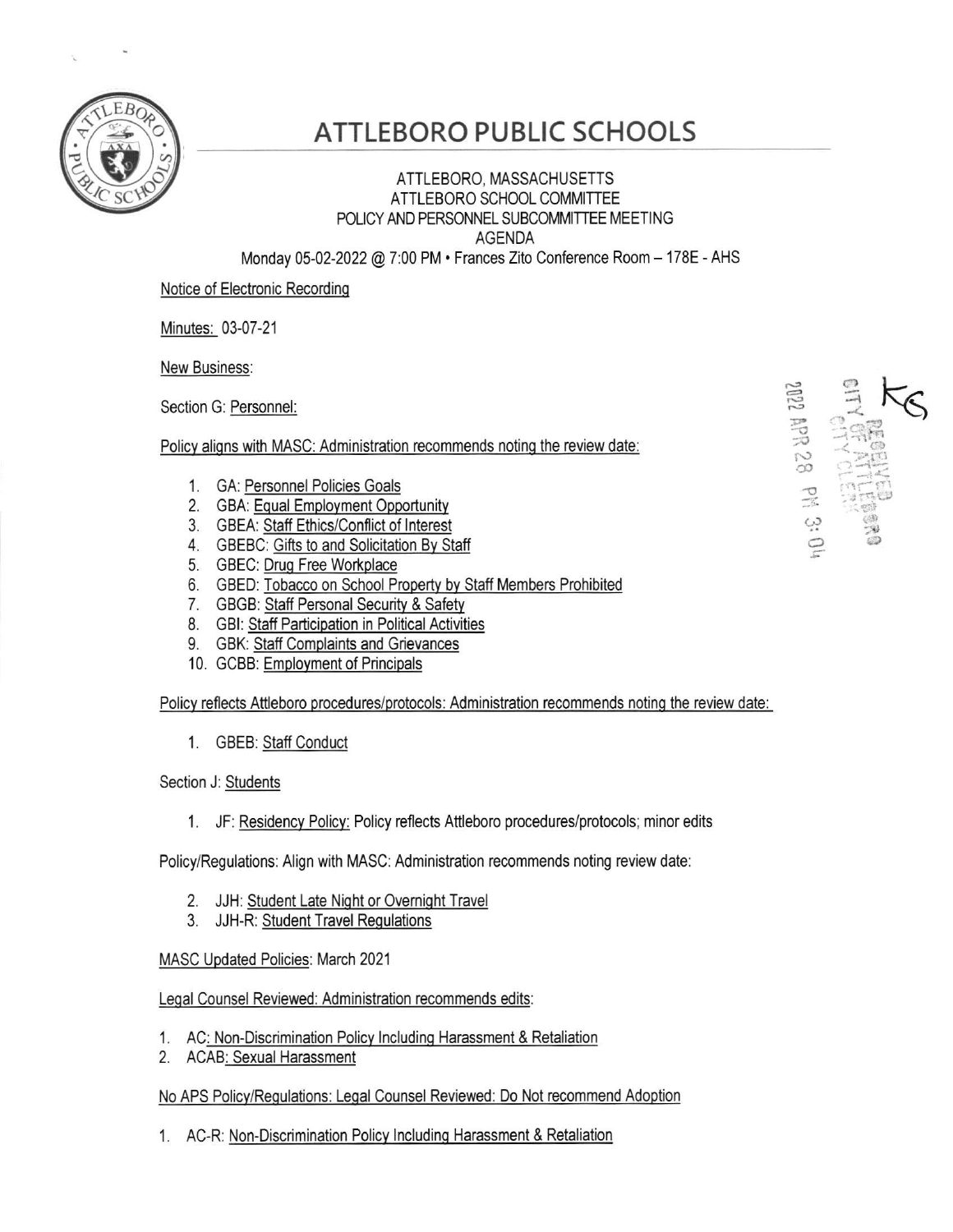# ATTLEBORO PUBLIC SCHOOLS

ATTLEBORO, MASSACHUSETTS
ATTLEBORO SCHOOL COMMITTEE
POLICY AND PERSONNEL SUBCOMMITTEE MEETING
AGENDA
Monday 05-02-2022 @ 7:00 PM • Frances Zito Conference Room – 178E - AHS

Notice of Electronic Recording

Minutes: 03-07-21

New Business:

Section G: Personnel:

Policy aligns with MASC: Administration recommends noting the review date:

1. GA: Personnel Policies Goals
2. GBA: Equal Employment Opportunity
3. GBEA: Staff Ethics/Conflict of Interest
4. GBEBC: Gifts to and Solicitation By Staff
5. GBEC: Drug Free Workplace
6. GBED: Tobacco on School Property by Staff Members Prohibited
7. GBGB: Staff Personal Security & Safety
8. GBI: Staff Participation in Political Activities
9. GBK: Staff Complaints and Grievances
10. GCBB: Employment of Principals

Policy reflects Attleboro procedures/protocols: Administration recommends noting the review date:

1. GBEB: Staff Conduct

Section J: Students

1. JF: Residency Policy: Policy reflects Attleboro procedures/protocols; minor edits

Policy/Regulations: Align with MASC: Administration recommends noting review date:

2. JJH: Student Late Night or Overnight Travel
3. JJH-R: Student Travel Regulations

MASC Updated Policies: March 2021

Legal Counsel Reviewed: Administration recommends edits:

1. AC: Non-Discrimination Policy Including Harassment & Retaliation
2. ACAB: Sexual Harassment

No APS Policy/Regulations: Legal Counsel Reviewed: Do Not recommend Adoption

1. AC-R: Non-Discrimination Policy Including Harassment & Retaliation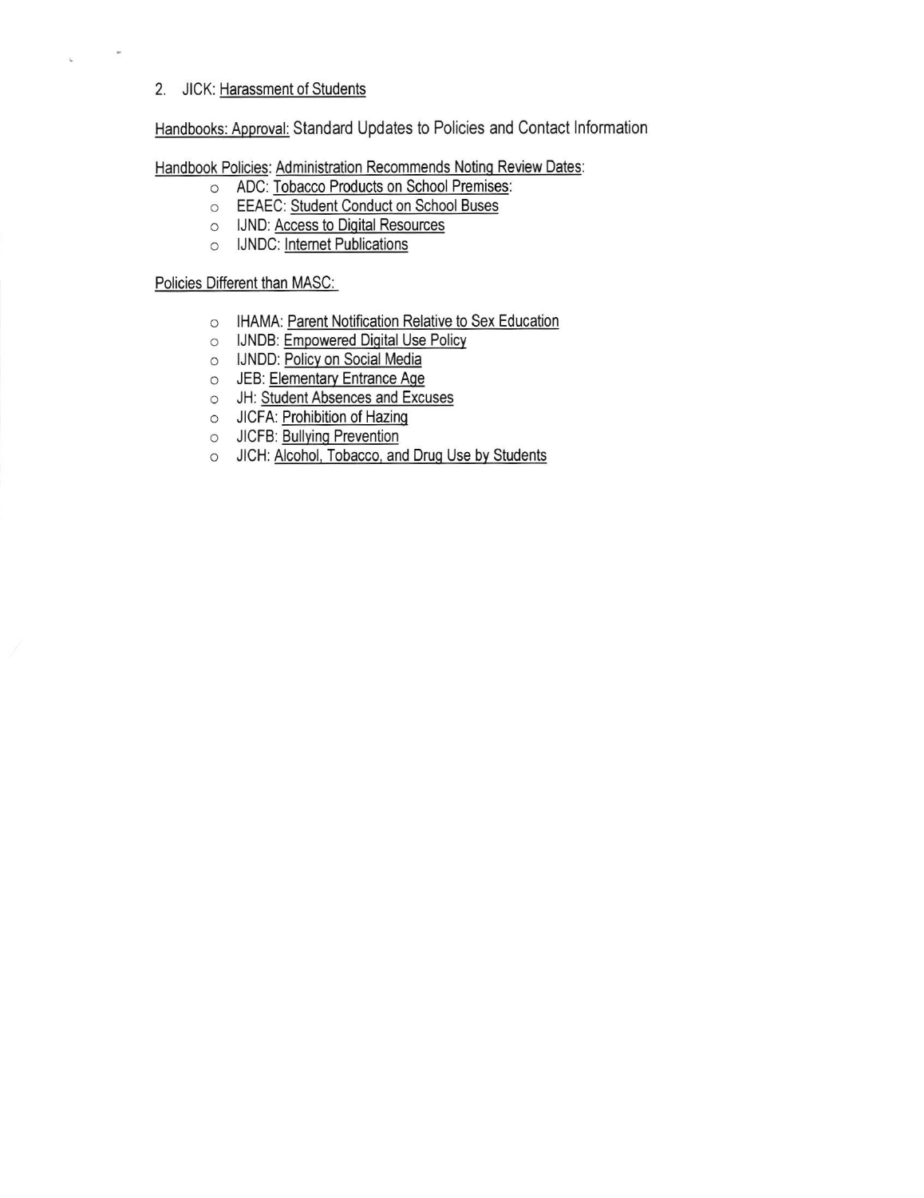2. JICK: Harassment of Students

Handbooks: Approval: Standard Updates to Policies and Contact Information

Handbook Policies: Administration Recommends Noting Review Dates:

- ADC: Tobacco Products on School Premises:
- EEAEC: Student Conduct on School Buses
- IJND: Access to Digital Resources
- IJNDC: Internet Publications

Policies Different than MASC:

- IHAMA: Parent Notification Relative to Sex Education
- IJNDB: Empowered Digital Use Policy
- IJNDD: Policy on Social Media
- JEB: Elementary Entrance Age
- JH: Student Absences and Excuses
- JICFA: Prohibition of Hazing
- JICFB: Bullying Prevention
- JICH: Alcohol, Tobacco, and Drug Use by Students